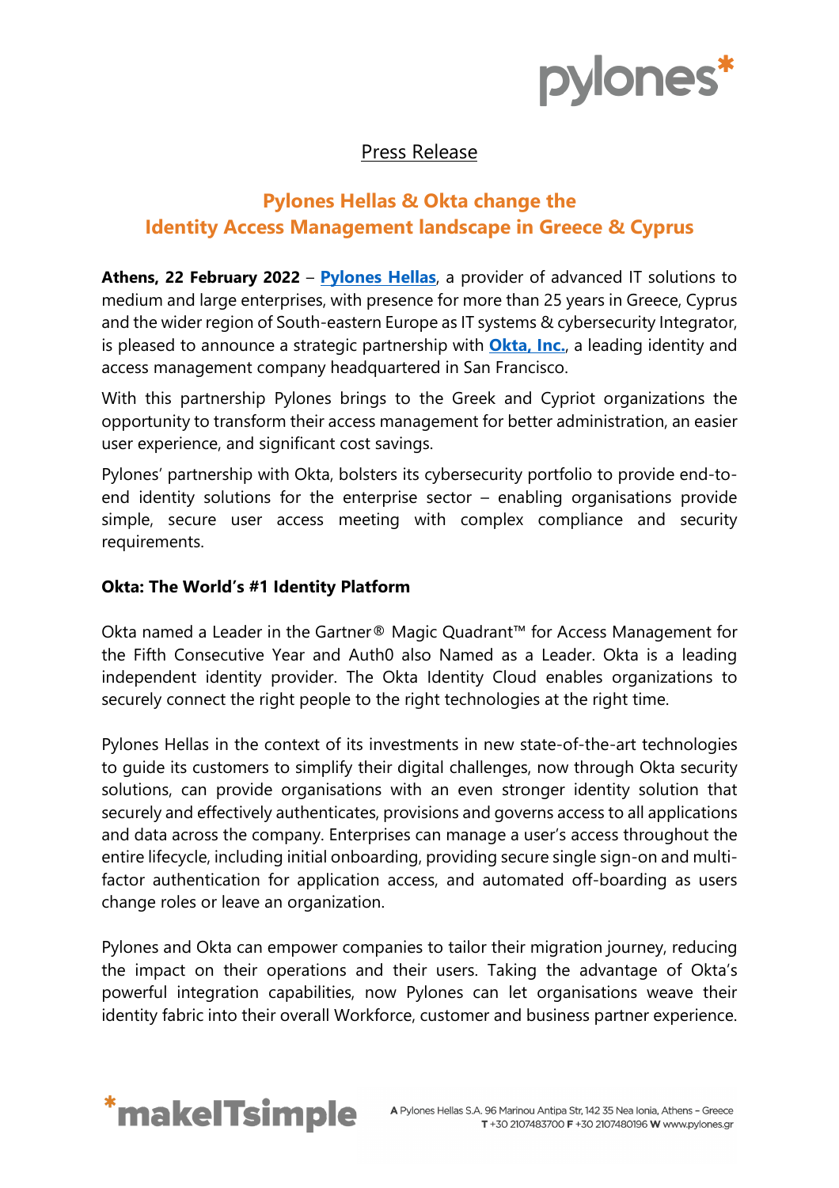Press Release

# Pylones Hellas & Okta change the Identity Access Management landscape in Greece & Cyprus

**Athens, 22 February 2022** – **Pylones Hellas**, a provider of advanced IT solutions to medium and large enterprises, with presence for more than 25 years in Greece, Cyprus and the wider region of South-eastern Europe as IT systems & cybersecurity Integrator, is pleased to announce a strategic partnership with **Okta, Inc.**, a leading identity and access management company headquartered in San Francisco.

With this partnership Pylones brings to the Greek and Cypriot organizations the opportunity to transform their access management for better administration, an easier user experience, and significant cost savings.

Pylones' partnership with Okta, bolsters its cybersecurity portfolio to provide end-to-end identity solutions for the enterprise sector – enabling organisations provide simple, secure user access meeting with complex compliance and security requirements.

**Okta: The World's #1 Identity Platform**

Okta named a Leader in the Gartner® Magic Quadrant™ for Access Management for the Fifth Consecutive Year and Auth0 also Named as a Leader. Okta is a leading independent identity provider. The Okta Identity Cloud enables organizations to securely connect the right people to the right technologies at the right time.

Pylones Hellas in the context of its investments in new state-of-the-art technologies to guide its customers to simplify their digital challenges, now through Okta security solutions, can provide organisations with an even stronger identity solution that securely and effectively authenticates, provisions and governs access to all applications and data across the company. Enterprises can manage a user's access throughout the entire lifecycle, including initial onboarding, providing secure single sign-on and multi-factor authentication for application access, and automated off-boarding as users change roles or leave an organization.

Pylones and Okta can empower companies to tailor their migration journey, reducing the impact on their operations and their users. Taking the advantage of Okta's powerful integration capabilities, now Pylones can let organisations weave their identity fabric into their overall Workforce, customer and business partner experience.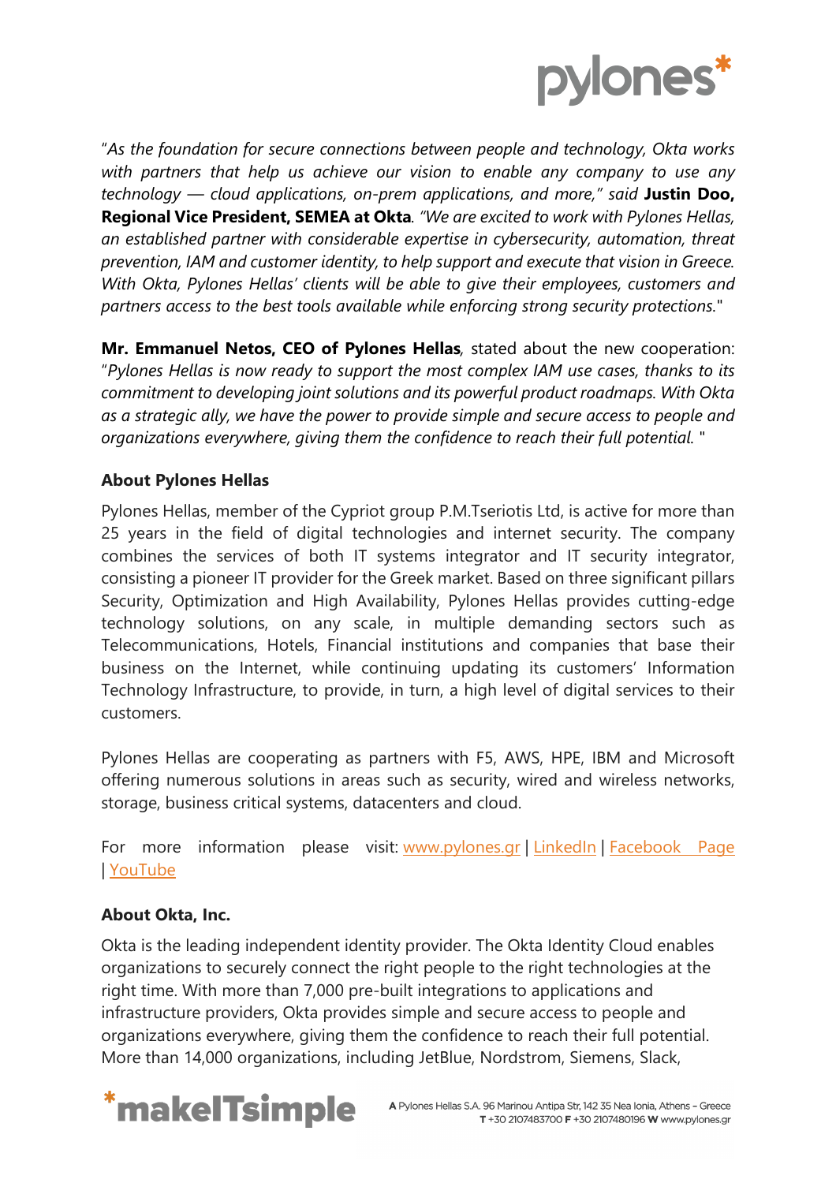"*As the foundation for secure connections between people and technology, Okta works with partners that help us achieve our vision to enable any company to use any technology — cloud applications, on-prem applications, and more,"* said **Justin Doo, Regional Vice President, SEMEA at Okta**. *"We are excited to work with Pylones Hellas, an established partner with considerable expertise in cybersecurity, automation, threat prevention, IAM and customer identity, to help support and execute that vision in Greece. With Okta, Pylones Hellas' clients will be able to give their employees, customers and partners access to the best tools available while enforcing strong security protections.*"

**Mr. Emmanuel Netos, CEO of Pylones Hellas**, stated about the new cooperation: "*Pylones Hellas is now ready to support the most complex IAM use cases, thanks to its commitment to developing joint solutions and its powerful product roadmaps. With Okta as a strategic ally, we have the power to provide simple and secure access to people and organizations everywhere, giving them the confidence to reach their full potential.* "

**About Pylones Hellas**

Pylones Hellas, member of the Cypriot group P.M.Tseriotis Ltd, is active for more than 25 years in the field of digital technologies and internet security. The company combines the services of both IT systems integrator and IT security integrator, consisting a pioneer IT provider for the Greek market. Based on three significant pillars Security, Optimization and High Availability, Pylones Hellas provides cutting-edge technology solutions, on any scale, in multiple demanding sectors such as Telecommunications, Hotels, Financial institutions and companies that base their business on the Internet, while continuing updating its customers' Information Technology Infrastructure, to provide, in turn, a high level of digital services to their customers.

Pylones Hellas are cooperating as partners with F5, AWS, HPE, IBM and Microsoft offering numerous solutions in areas such as security, wired and wireless networks, storage, business critical systems, datacenters and cloud.

For more information please visit: www.pylones.gr | LinkedIn | Facebook Page | YouTube

**About Okta, Inc.**

Okta is the leading independent identity provider. The Okta Identity Cloud enables organizations to securely connect the right people to the right technologies at the right time. With more than 7,000 pre-built integrations to applications and infrastructure providers, Okta provides simple and secure access to people and organizations everywhere, giving them the confidence to reach their full potential. More than 14,000 organizations, including JetBlue, Nordstrom, Siemens, Slack,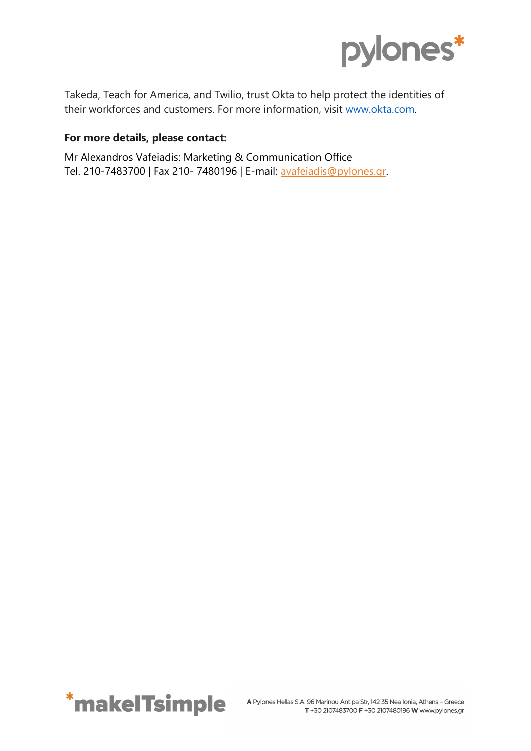Takeda, Teach for America, and Twilio, trust Okta to help protect the identities of their workforces and customers. For more information, visit [www.okta.com](http://www.okta.com).

**For more details, please contact:**

Mr Alexandros Vafeiadis: Marketing & Communication Office
Tel. 210-7483700 | Fax 210- 7480196 | E-mail: [avafeiadis@pylones.gr](mailto:avafeiadis@pylones.gr).